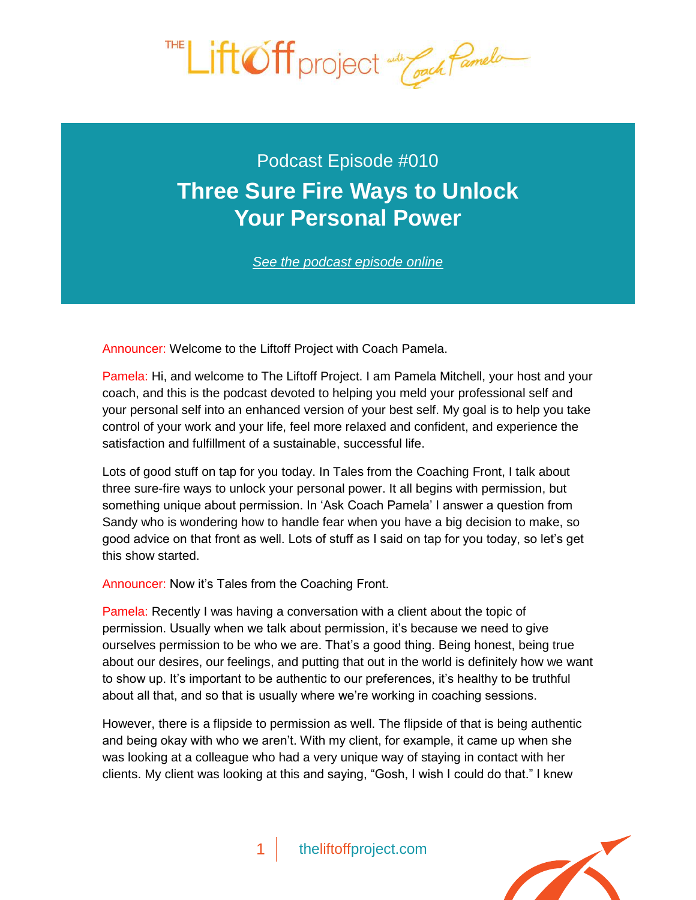Podcast Episode #010

# Three Sure Fire Ways to Unlock Your Personal Power

*See the podcast episode online*

Announcer: Welcome to the Liftoff Project with Coach Pamela.

Pamela: Hi, and welcome to The Liftoff Project. I am Pamela Mitchell, your host and your coach, and this is the podcast devoted to helping you meld your professional self and your personal self into an enhanced version of your best self. My goal is to help you take control of your work and your life, feel more relaxed and confident, and experience the satisfaction and fulfillment of a sustainable, successful life.

Lots of good stuff on tap for you today. In Tales from the Coaching Front, I talk about three sure-fire ways to unlock your personal power. It all begins with permission, but something unique about permission. In 'Ask Coach Pamela' I answer a question from Sandy who is wondering how to handle fear when you have a big decision to make, so good advice on that front as well. Lots of stuff as I said on tap for you today, so let's get this show started.

Announcer: Now it's Tales from the Coaching Front.

Pamela: Recently I was having a conversation with a client about the topic of permission. Usually when we talk about permission, it's because we need to give ourselves permission to be who we are. That's a good thing. Being honest, being true about our desires, our feelings, and putting that out in the world is definitely how we want to show up. It's important to be authentic to our preferences, it's healthy to be truthful about all that, and so that is usually where we're working in coaching sessions.

However, there is a flipside to permission as well. The flipside of that is being authentic and being okay with who we aren't. With my client, for example, it came up when she was looking at a colleague who had a very unique way of staying in contact with her clients. My client was looking at this and saying, "Gosh, I wish I could do that." I knew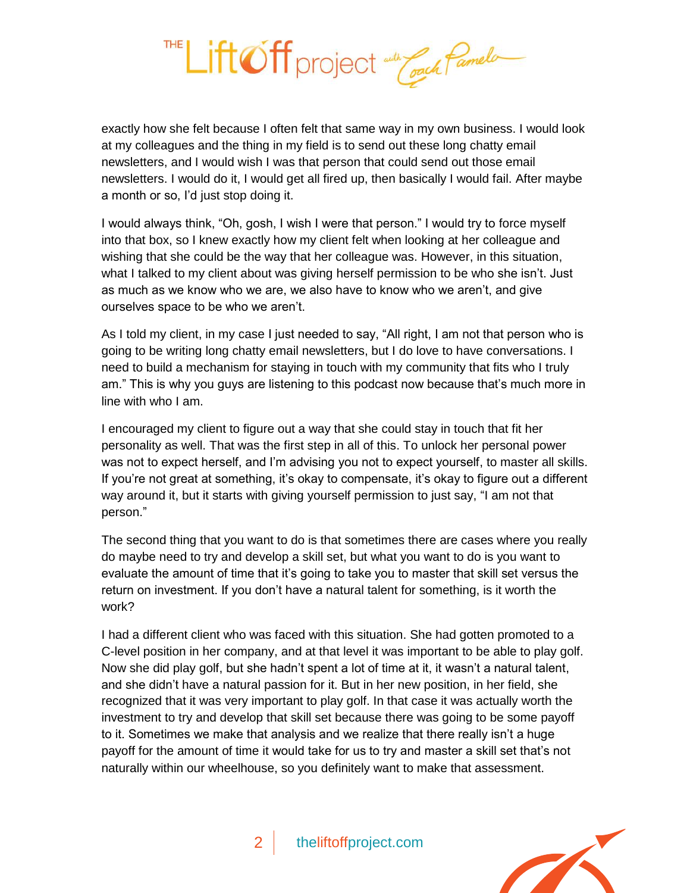exactly how she felt because I often felt that same way in my own business. I would look at my colleagues and the thing in my field is to send out these long chatty email newsletters, and I would wish I was that person that could send out those email newsletters. I would do it, I would get all fired up, then basically I would fail. After maybe a month or so, I'd just stop doing it.

I would always think, "Oh, gosh, I wish I were that person." I would try to force myself into that box, so I knew exactly how my client felt when looking at her colleague and wishing that she could be the way that her colleague was. However, in this situation, what I talked to my client about was giving herself permission to be who she isn't. Just as much as we know who we are, we also have to know who we aren't, and give ourselves space to be who we aren't.

As I told my client, in my case I just needed to say, "All right, I am not that person who is going to be writing long chatty email newsletters, but I do love to have conversations. I need to build a mechanism for staying in touch with my community that fits who I truly am." This is why you guys are listening to this podcast now because that's much more in line with who I am.

I encouraged my client to figure out a way that she could stay in touch that fit her personality as well. That was the first step in all of this. To unlock her personal power was not to expect herself, and I'm advising you not to expect yourself, to master all skills. If you're not great at something, it's okay to compensate, it's okay to figure out a different way around it, but it starts with giving yourself permission to just say, "I am not that person."

The second thing that you want to do is that sometimes there are cases where you really do maybe need to try and develop a skill set, but what you want to do is you want to evaluate the amount of time that it's going to take you to master that skill set versus the return on investment. If you don't have a natural talent for something, is it worth the work?

I had a different client who was faced with this situation. She had gotten promoted to a C-level position in her company, and at that level it was important to be able to play golf. Now she did play golf, but she hadn't spent a lot of time at it, it wasn't a natural talent, and she didn't have a natural passion for it. But in her new position, in her field, she recognized that it was very important to play golf. In that case it was actually worth the investment to try and develop that skill set because there was going to be some payoff to it. Sometimes we make that analysis and we realize that there really isn't a huge payoff for the amount of time it would take for us to try and master a skill set that's not naturally within our wheelhouse, so you definitely want to make that assessment.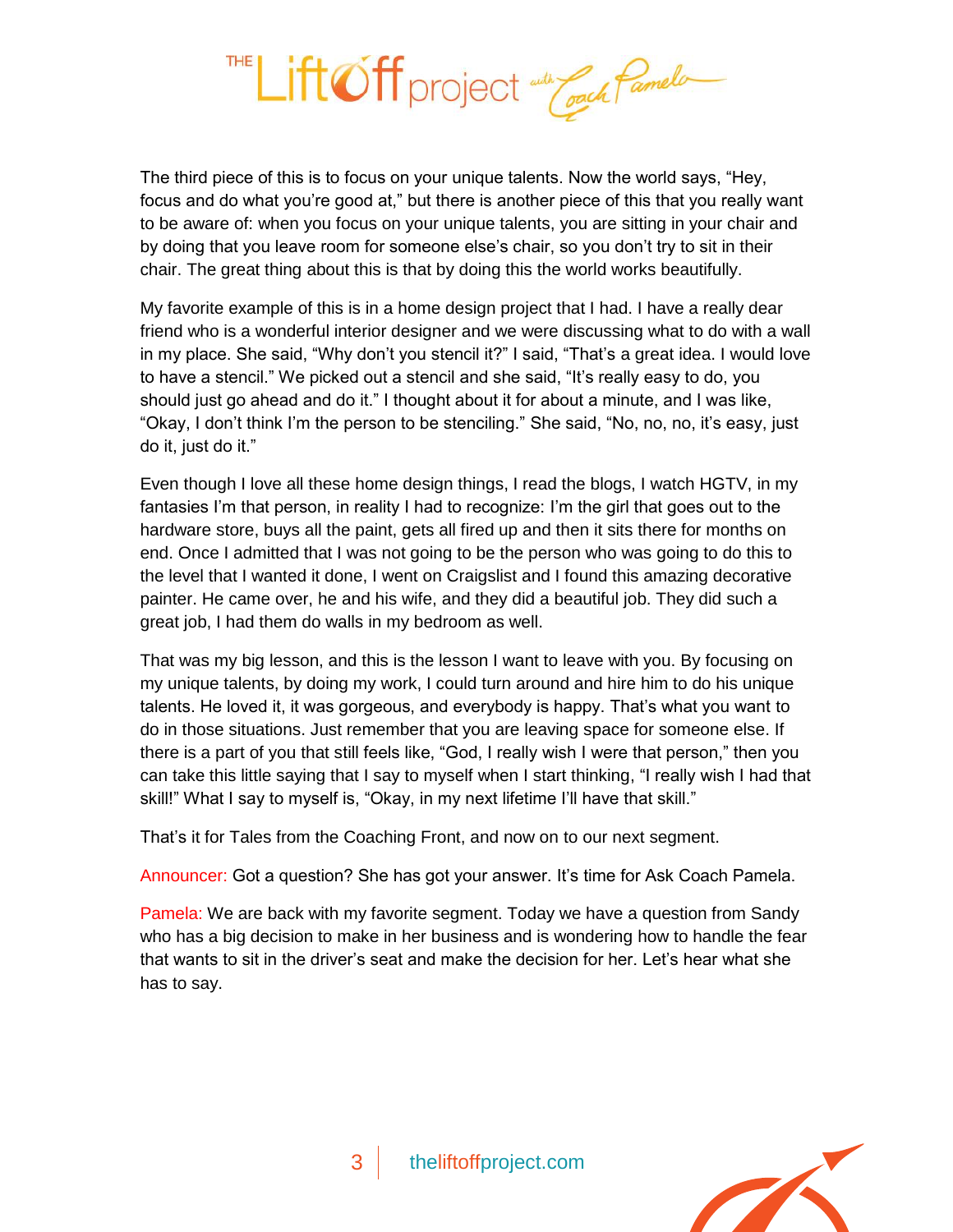The third piece of this is to focus on your unique talents. Now the world says, "Hey, focus and do what you're good at," but there is another piece of this that you really want to be aware of: when you focus on your unique talents, you are sitting in your chair and by doing that you leave room for someone else's chair, so you don't try to sit in their chair. The great thing about this is that by doing this the world works beautifully.

My favorite example of this is in a home design project that I had. I have a really dear friend who is a wonderful interior designer and we were discussing what to do with a wall in my place. She said, "Why don't you stencil it?" I said, "That's a great idea. I would love to have a stencil." We picked out a stencil and she said, "It's really easy to do, you should just go ahead and do it." I thought about it for about a minute, and I was like, "Okay, I don't think I'm the person to be stenciling." She said, "No, no, no, it's easy, just do it, just do it."

Even though I love all these home design things, I read the blogs, I watch HGTV, in my fantasies I'm that person, in reality I had to recognize: I'm the girl that goes out to the hardware store, buys all the paint, gets all fired up and then it sits there for months on end. Once I admitted that I was not going to be the person who was going to do this to the level that I wanted it done, I went on Craigslist and I found this amazing decorative painter. He came over, he and his wife, and they did a beautiful job. They did such a great job, I had them do walls in my bedroom as well.

That was my big lesson, and this is the lesson I want to leave with you. By focusing on my unique talents, by doing my work, I could turn around and hire him to do his unique talents. He loved it, it was gorgeous, and everybody is happy. That's what you want to do in those situations. Just remember that you are leaving space for someone else. If there is a part of you that still feels like, "God, I really wish I were that person," then you can take this little saying that I say to myself when I start thinking, "I really wish I had that skill!" What I say to myself is, "Okay, in my next lifetime I'll have that skill."

That's it for Tales from the Coaching Front, and now on to our next segment.

Announcer: Got a question? She has got your answer. It's time for Ask Coach Pamela.

Pamela: We are back with my favorite segment. Today we have a question from Sandy who has a big decision to make in her business and is wondering how to handle the fear that wants to sit in the driver's seat and make the decision for her. Let's hear what she has to say.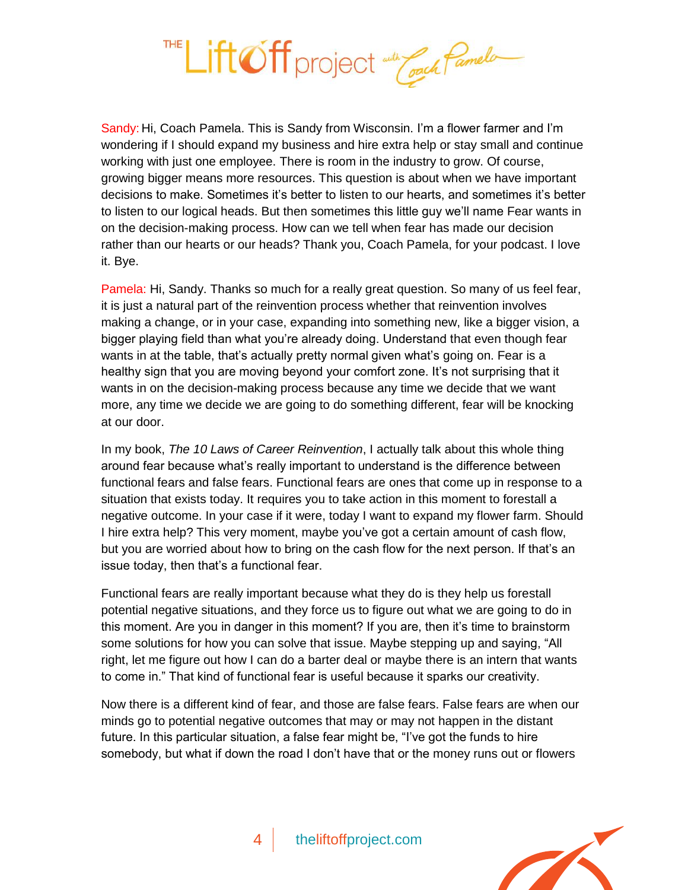**Sandy:** Hi, Coach Pamela. This is Sandy from Wisconsin. I'm a flower farmer and I'm wondering if I should expand my business and hire extra help or stay small and continue working with just one employee. There is room in the industry to grow. Of course, growing bigger means more resources. This question is about when we have important decisions to make. Sometimes it's better to listen to our hearts, and sometimes it's better to listen to our logical heads. But then sometimes this little guy we'll name Fear wants in on the decision-making process. How can we tell when fear has made our decision rather than our hearts or our heads? Thank you, Coach Pamela, for your podcast. I love it. Bye.

**Pamela:** Hi, Sandy. Thanks so much for a really great question. So many of us feel fear, it is just a natural part of the reinvention process whether that reinvention involves making a change, or in your case, expanding into something new, like a bigger vision, a bigger playing field than what you're already doing. Understand that even though fear wants in at the table, that's actually pretty normal given what's going on. Fear is a healthy sign that you are moving beyond your comfort zone. It's not surprising that it wants in on the decision-making process because any time we decide that we want more, any time we decide we are going to do something different, fear will be knocking at our door.

In my book, *The 10 Laws of Career Reinvention*, I actually talk about this whole thing around fear because what's really important to understand is the difference between functional fears and false fears. Functional fears are ones that come up in response to a situation that exists today. It requires you to take action in this moment to forestall a negative outcome. In your case if it were, today I want to expand my flower farm. Should I hire extra help? This very moment, maybe you've got a certain amount of cash flow, but you are worried about how to bring on the cash flow for the next person. If that's an issue today, then that's a functional fear.

Functional fears are really important because what they do is they help us forestall potential negative situations, and they force us to figure out what we are going to do in this moment. Are you in danger in this moment? If you are, then it's time to brainstorm some solutions for how you can solve that issue. Maybe stepping up and saying, "All right, let me figure out how I can do a barter deal or maybe there is an intern that wants to come in." That kind of functional fear is useful because it sparks our creativity.

Now there is a different kind of fear, and those are false fears. False fears are when our minds go to potential negative outcomes that may or may not happen in the distant future. In this particular situation, a false fear might be, "I've got the funds to hire somebody, but what if down the road I don't have that or the money runs out or flowers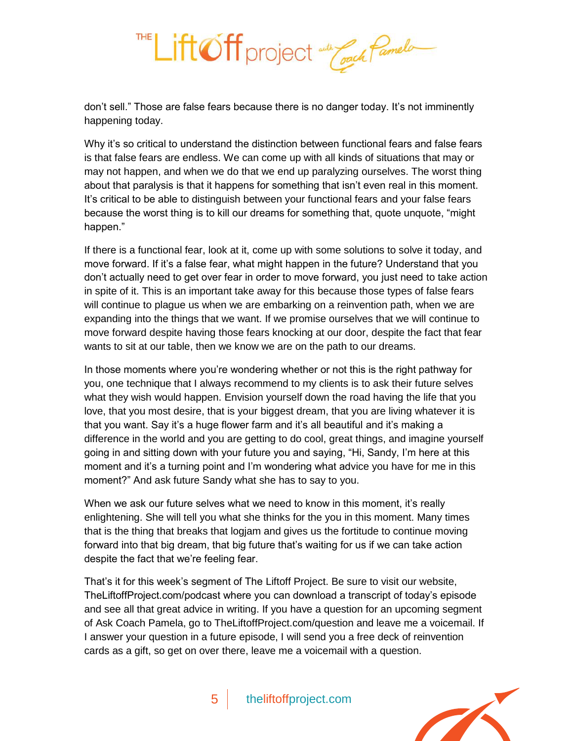don't sell." Those are false fears because there is no danger today. It's not imminently happening today.

Why it's so critical to understand the distinction between functional fears and false fears is that false fears are endless. We can come up with all kinds of situations that may or may not happen, and when we do that we end up paralyzing ourselves. The worst thing about that paralysis is that it happens for something that isn't even real in this moment. It's critical to be able to distinguish between your functional fears and your false fears because the worst thing is to kill our dreams for something that, quote unquote, "might happen."

If there is a functional fear, look at it, come up with some solutions to solve it today, and move forward. If it's a false fear, what might happen in the future? Understand that you don't actually need to get over fear in order to move forward, you just need to take action in spite of it. This is an important take away for this because those types of false fears will continue to plague us when we are embarking on a reinvention path, when we are expanding into the things that we want. If we promise ourselves that we will continue to move forward despite having those fears knocking at our door, despite the fact that fear wants to sit at our table, then we know we are on the path to our dreams.

In those moments where you're wondering whether or not this is the right pathway for you, one technique that I always recommend to my clients is to ask their future selves what they wish would happen. Envision yourself down the road having the life that you love, that you most desire, that is your biggest dream, that you are living whatever it is that you want. Say it's a huge flower farm and it's all beautiful and it's making a difference in the world and you are getting to do cool, great things, and imagine yourself going in and sitting down with your future you and saying, "Hi, Sandy, I'm here at this moment and it's a turning point and I'm wondering what advice you have for me in this moment?" And ask future Sandy what she has to say to you.

When we ask our future selves what we need to know in this moment, it's really enlightening. She will tell you what she thinks for the you in this moment. Many times that is the thing that breaks that logjam and gives us the fortitude to continue moving forward into that big dream, that big future that's waiting for us if we can take action despite the fact that we're feeling fear.

That's it for this week's segment of The Liftoff Project. Be sure to visit our website, TheLiftoffProject.com/podcast where you can download a transcript of today's episode and see all that great advice in writing. If you have a question for an upcoming segment of Ask Coach Pamela, go to TheLiftoffProject.com/question and leave me a voicemail. If I answer your question in a future episode, I will send you a free deck of reinvention cards as a gift, so get on over there, leave me a voicemail with a question.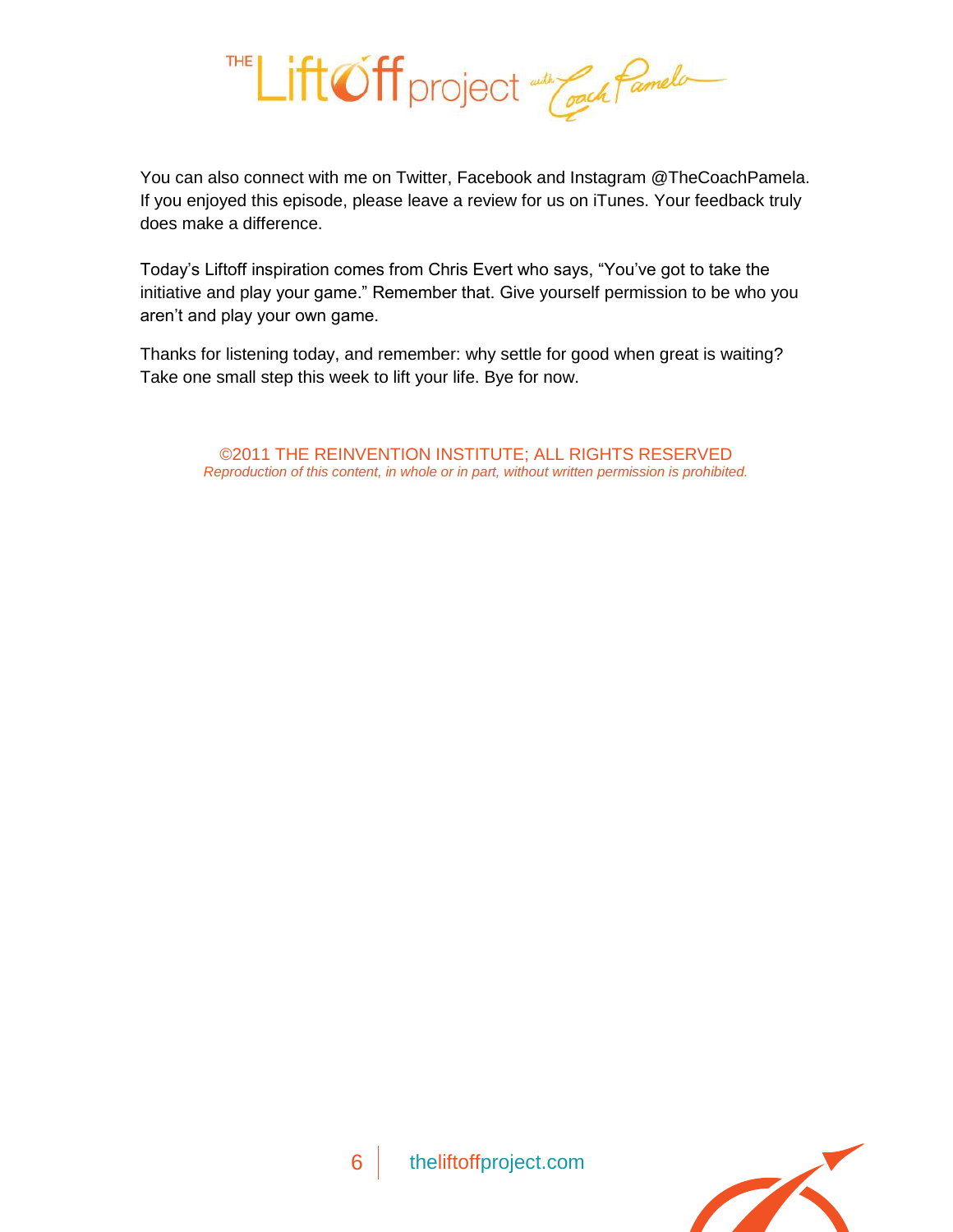You can also connect with me on Twitter, Facebook and Instagram @TheCoachPamela. If you enjoyed this episode, please leave a review for us on iTunes. Your feedback truly does make a difference.

Today's Liftoff inspiration comes from Chris Evert who says, "You've got to take the initiative and play your game." Remember that. Give yourself permission to be who you aren't and play your own game.

Thanks for listening today, and remember: why settle for good when great is waiting? Take one small step this week to lift your life. Bye for now.

©2011 THE REINVENTION INSTITUTE; ALL RIGHTS RESERVED

*Reproduction of this content, in whole or in part, without written permission is prohibited.*